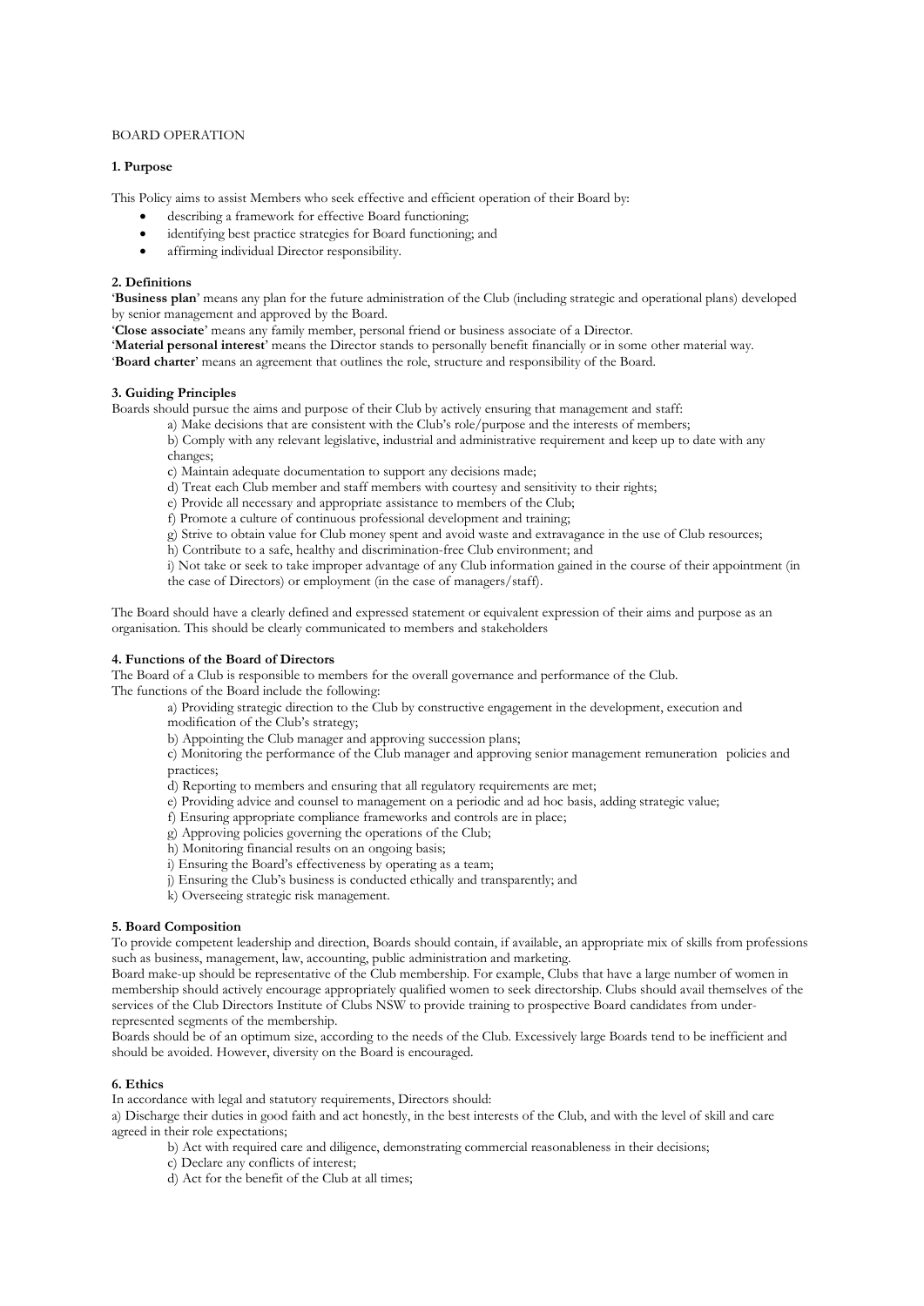# BOARD OPERATION

## 1. Purpose

This Policy aims to assist Members who seek effective and efficient operation of their Board by:

- describing a framework for effective Board functioning;
- identifying best practice strategies for Board functioning; and
- affirming individual Director responsibility.

## 2. Definitions

'**Business plan**' means any plan for the future administration of the Club (including strategic and operational plans) developed by senior management and approved by the Board.

'**Close associate**' means any family member, personal friend or business associate of a Director.

'**Material personal interest**' means the Director stands to personally benefit financially or in some other material way.

'**Board charter**' means an agreement that outlines the role, structure and responsibility of the Board.

## 3. Guiding Principles

Boards should pursue the aims and purpose of their Club by actively ensuring that management and staff:

a) Make decisions that are consistent with the Club's role/purpose and the interests of members;

b) Comply with any relevant legislative, industrial and administrative requirement and keep up to date with any changes;

c) Maintain adequate documentation to support any decisions made;

d) Treat each Club member and staff members with courtesy and sensitivity to their rights;

e) Provide all necessary and appropriate assistance to members of the Club;

f) Promote a culture of continuous professional development and training;

g) Strive to obtain value for Club money spent and avoid waste and extravagance in the use of Club resources;

h) Contribute to a safe, healthy and discrimination-free Club environment; and

i) Not take or seek to take improper advantage of any Club information gained in the course of their appointment (in the case of Directors) or employment (in the case of managers/staff).

The Board should have a clearly defined and expressed statement or equivalent expression of their aims and purpose as an organisation. This should be clearly communicated to members and stakeholders

## 4. Functions of the Board of Directors

The Board of a Club is responsible to members for the overall governance and performance of the Club.

The functions of the Board include the following:

a) Providing strategic direction to the Club by constructive engagement in the development, execution and modification of the Club's strategy;

b) Appointing the Club manager and approving succession plans;

c) Monitoring the performance of the Club manager and approving senior management remuneration policies and practices;

d) Reporting to members and ensuring that all regulatory requirements are met;

e) Providing advice and counsel to management on a periodic and ad hoc basis, adding strategic value;

f) Ensuring appropriate compliance frameworks and controls are in place;

g) Approving policies governing the operations of the Club;

h) Monitoring financial results on an ongoing basis;

i) Ensuring the Board's effectiveness by operating as a team;

j) Ensuring the Club's business is conducted ethically and transparently; and

k) Overseeing strategic risk management.

## 5. Board Composition

To provide competent leadership and direction, Boards should contain, if available, an appropriate mix of skills from professions such as business, management, law, accounting, public administration and marketing.

Board make-up should be representative of the Club membership. For example, Clubs that have a large number of women in membership should actively encourage appropriately qualified women to seek directorship. Clubs should avail themselves of the services of the Club Directors Institute of Clubs NSW to provide training to prospective Board candidates from under-represented segments of the membership.

Boards should be of an optimum size, according to the needs of the Club. Excessively large Boards tend to be inefficient and should be avoided. However, diversity on the Board is encouraged.

## 6. Ethics

In accordance with legal and statutory requirements, Directors should:

a) Discharge their duties in good faith and act honestly, in the best interests of the Club, and with the level of skill and care agreed in their role expectations;

b) Act with required care and diligence, demonstrating commercial reasonableness in their decisions;

c) Declare any conflicts of interest;

d) Act for the benefit of the Club at all times;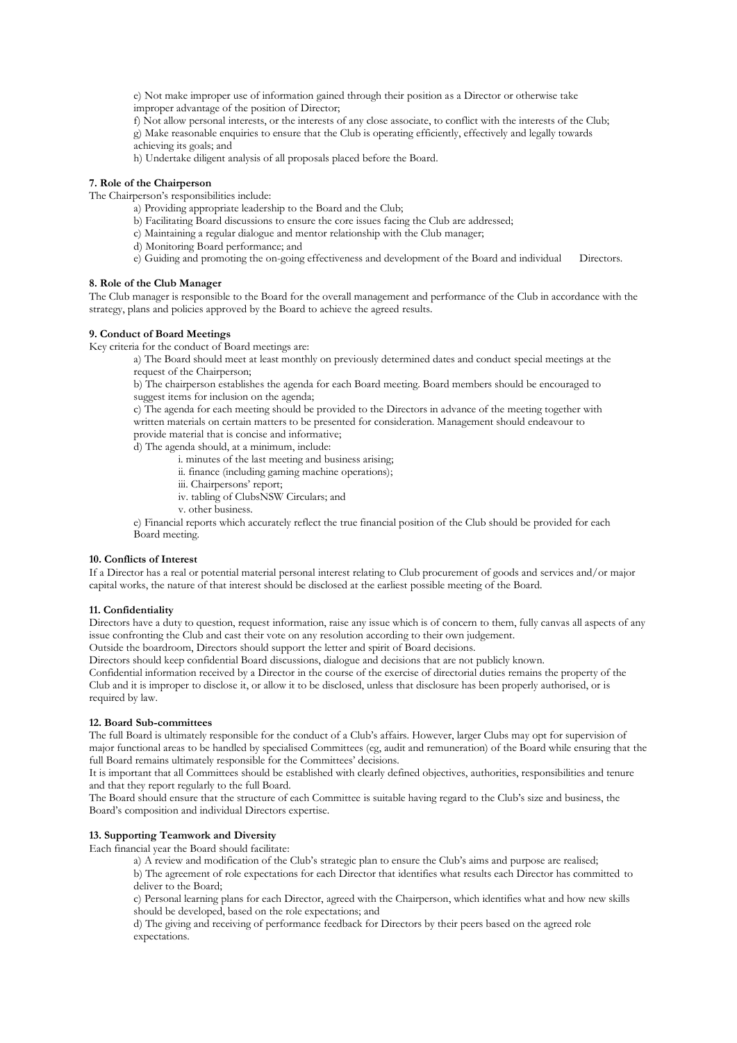e) Not make improper use of information gained through their position as a Director or otherwise take improper advantage of the position of Director;

f) Not allow personal interests, or the interests of any close associate, to conflict with the interests of the Club;

g) Make reasonable enquiries to ensure that the Club is operating efficiently, effectively and legally towards achieving its goals; and

h) Undertake diligent analysis of all proposals placed before the Board.

**7. Role of the Chairperson**

The Chairperson's responsibilities include:

a) Providing appropriate leadership to the Board and the Club;

b) Facilitating Board discussions to ensure the core issues facing the Club are addressed;

c) Maintaining a regular dialogue and mentor relationship with the Club manager;

d) Monitoring Board performance; and

e) Guiding and promoting the on-going effectiveness and development of the Board and individual Directors.

**8. Role of the Club Manager**

The Club manager is responsible to the Board for the overall management and performance of the Club in accordance with the strategy, plans and policies approved by the Board to achieve the agreed results.

**9. Conduct of Board Meetings**

Key criteria for the conduct of Board meetings are:

a) The Board should meet at least monthly on previously determined dates and conduct special meetings at the request of the Chairperson;

b) The chairperson establishes the agenda for each Board meeting. Board members should be encouraged to suggest items for inclusion on the agenda;

c) The agenda for each meeting should be provided to the Directors in advance of the meeting together with written materials on certain matters to be presented for consideration. Management should endeavour to provide material that is concise and informative;

d) The agenda should, at a minimum, include:

i. minutes of the last meeting and business arising;

ii. finance (including gaming machine operations);

iii. Chairpersons' report;

iv. tabling of ClubsNSW Circulars; and

v. other business.

e) Financial reports which accurately reflect the true financial position of the Club should be provided for each Board meeting.

**10. Conflicts of Interest**

If a Director has a real or potential material personal interest relating to Club procurement of goods and services and/or major capital works, the nature of that interest should be disclosed at the earliest possible meeting of the Board.

**11. Confidentiality**

Directors have a duty to question, request information, raise any issue which is of concern to them, fully canvas all aspects of any issue confronting the Club and cast their vote on any resolution according to their own judgement.

Outside the boardroom, Directors should support the letter and spirit of Board decisions.

Directors should keep confidential Board discussions, dialogue and decisions that are not publicly known.

Confidential information received by a Director in the course of the exercise of directorial duties remains the property of the Club and it is improper to disclose it, or allow it to be disclosed, unless that disclosure has been properly authorised, or is required by law.

**12. Board Sub-committees**

The full Board is ultimately responsible for the conduct of a Club's affairs. However, larger Clubs may opt for supervision of major functional areas to be handled by specialised Committees (eg, audit and remuneration) of the Board while ensuring that the full Board remains ultimately responsible for the Committees' decisions.

It is important that all Committees should be established with clearly defined objectives, authorities, responsibilities and tenure and that they report regularly to the full Board.

The Board should ensure that the structure of each Committee is suitable having regard to the Club's size and business, the Board's composition and individual Directors expertise.

**13. Supporting Teamwork and Diversity**

Each financial year the Board should facilitate:

a) A review and modification of the Club's strategic plan to ensure the Club's aims and purpose are realised;

b) The agreement of role expectations for each Director that identifies what results each Director has committed to deliver to the Board;

c) Personal learning plans for each Director, agreed with the Chairperson, which identifies what and how new skills should be developed, based on the role expectations; and

d) The giving and receiving of performance feedback for Directors by their peers based on the agreed role expectations.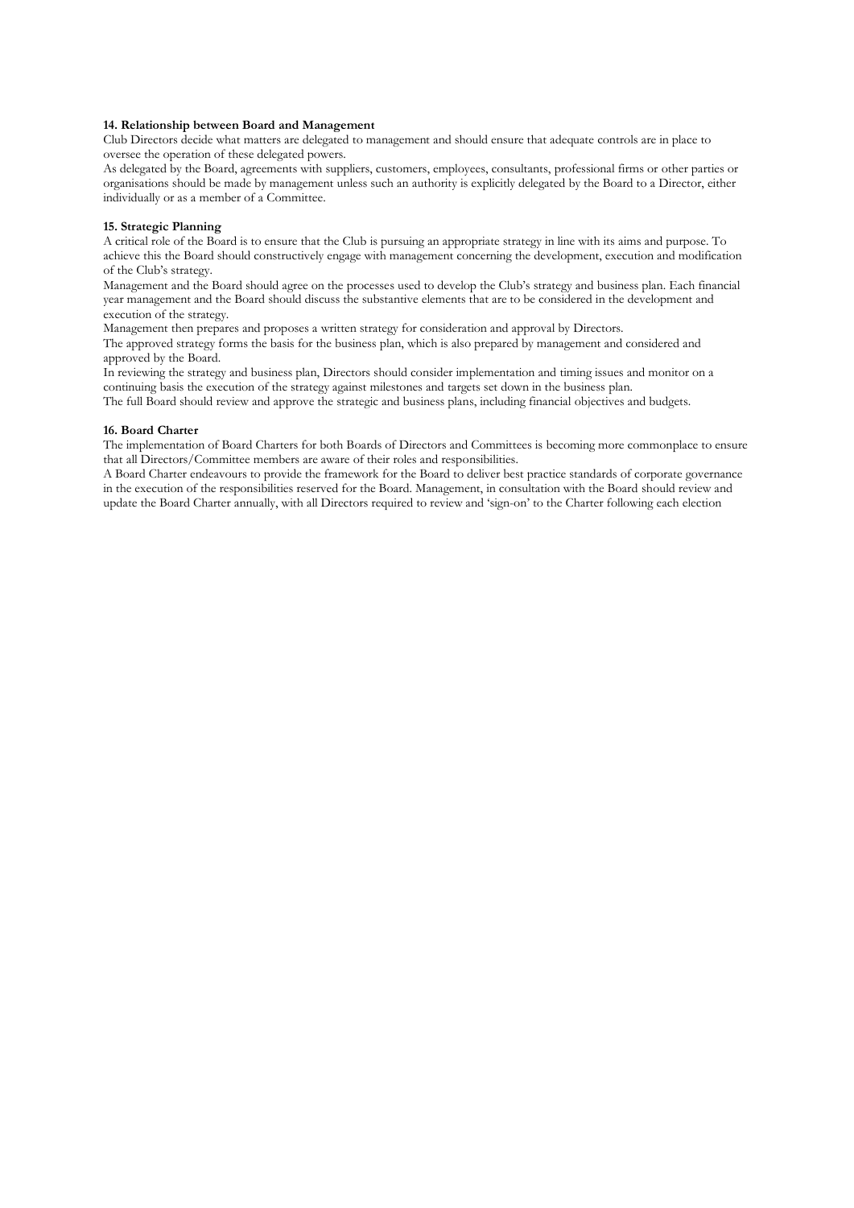**14. Relationship between Board and Management**

Club Directors decide what matters are delegated to management and should ensure that adequate controls are in place to oversee the operation of these delegated powers.

As delegated by the Board, agreements with suppliers, customers, employees, consultants, professional firms or other parties or organisations should be made by management unless such an authority is explicitly delegated by the Board to a Director, either individually or as a member of a Committee.

**15. Strategic Planning**

A critical role of the Board is to ensure that the Club is pursuing an appropriate strategy in line with its aims and purpose. To achieve this the Board should constructively engage with management concerning the development, execution and modification of the Club's strategy.

Management and the Board should agree on the processes used to develop the Club's strategy and business plan. Each financial year management and the Board should discuss the substantive elements that are to be considered in the development and execution of the strategy.

Management then prepares and proposes a written strategy for consideration and approval by Directors.

The approved strategy forms the basis for the business plan, which is also prepared by management and considered and approved by the Board.

In reviewing the strategy and business plan, Directors should consider implementation and timing issues and monitor on a continuing basis the execution of the strategy against milestones and targets set down in the business plan.

The full Board should review and approve the strategic and business plans, including financial objectives and budgets.

**16. Board Charter**

The implementation of Board Charters for both Boards of Directors and Committees is becoming more commonplace to ensure that all Directors/Committee members are aware of their roles and responsibilities.

A Board Charter endeavours to provide the framework for the Board to deliver best practice standards of corporate governance in the execution of the responsibilities reserved for the Board. Management, in consultation with the Board should review and update the Board Charter annually, with all Directors required to review and 'sign-on' to the Charter following each election